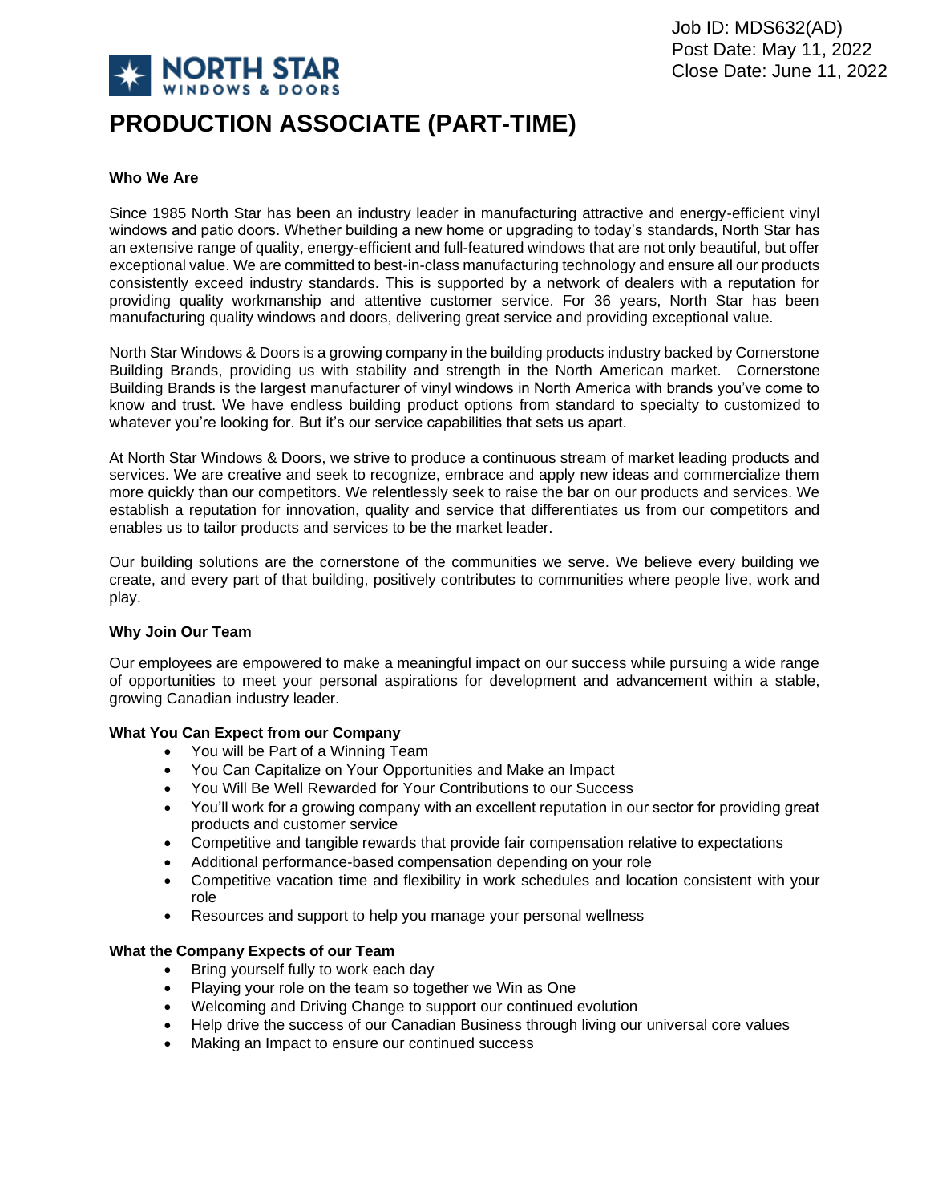Job ID: MDS632(AD)
Post Date: May 11, 2022
Close Date: June 11, 2022

NORTH STAR WINDOWS & DOORS

# PRODUCTION ASSOCIATE (PART-TIME)

**Who We Are**

Since 1985 North Star has been an industry leader in manufacturing attractive and energy-efficient vinyl windows and patio doors. Whether building a new home or upgrading to today's standards, North Star has an extensive range of quality, energy-efficient and full-featured windows that are not only beautiful, but offer exceptional value. We are committed to best-in-class manufacturing technology and ensure all our products consistently exceed industry standards. This is supported by a network of dealers with a reputation for providing quality workmanship and attentive customer service. For 36 years, North Star has been manufacturing quality windows and doors, delivering great service and providing exceptional value.

North Star Windows & Doors is a growing company in the building products industry backed by Cornerstone Building Brands, providing us with stability and strength in the North American market. Cornerstone Building Brands is the largest manufacturer of vinyl windows in North America with brands you've come to know and trust. We have endless building product options from standard to specialty to customized to whatever you're looking for. But it's our service capabilities that sets us apart.

At North Star Windows & Doors, we strive to produce a continuous stream of market leading products and services. We are creative and seek to recognize, embrace and apply new ideas and commercialize them more quickly than our competitors. We relentlessly seek to raise the bar on our products and services. We establish a reputation for innovation, quality and service that differentiates us from our competitors and enables us to tailor products and services to be the market leader.

Our building solutions are the cornerstone of the communities we serve. We believe every building we create, and every part of that building, positively contributes to communities where people live, work and play.

**Why Join Our Team**

Our employees are empowered to make a meaningful impact on our success while pursuing a wide range of opportunities to meet your personal aspirations for development and advancement within a stable, growing Canadian industry leader.

**What You Can Expect from our Company**

- You will be Part of a Winning Team
- You Can Capitalize on Your Opportunities and Make an Impact
- You Will Be Well Rewarded for Your Contributions to our Success
- You'll work for a growing company with an excellent reputation in our sector for providing great products and customer service
- Competitive and tangible rewards that provide fair compensation relative to expectations
- Additional performance-based compensation depending on your role
- Competitive vacation time and flexibility in work schedules and location consistent with your role
- Resources and support to help you manage your personal wellness

**What the Company Expects of our Team**

- Bring yourself fully to work each day
- Playing your role on the team so together we Win as One
- Welcoming and Driving Change to support our continued evolution
- Help drive the success of our Canadian Business through living our universal core values
- Making an Impact to ensure our continued success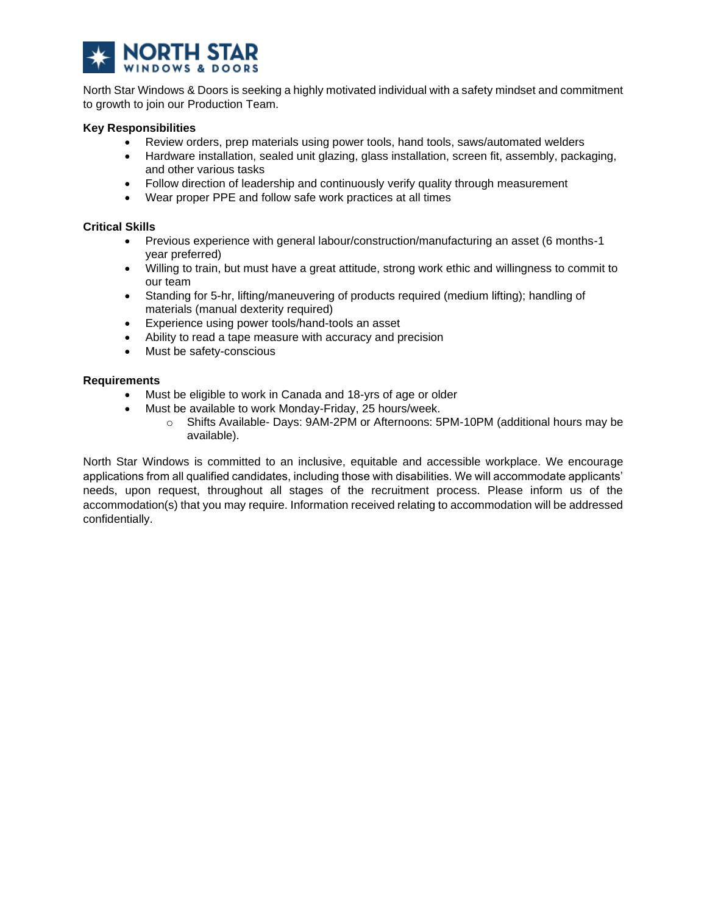North Star Windows & Doors is seeking a highly motivated individual with a safety mindset and commitment to growth to join our Production Team.

**Key Responsibilities**

- Review orders, prep materials using power tools, hand tools, saws/automated welders
- Hardware installation, sealed unit glazing, glass installation, screen fit, assembly, packaging, and other various tasks
- Follow direction of leadership and continuously verify quality through measurement
- Wear proper PPE and follow safe work practices at all times

**Critical Skills**

- Previous experience with general labour/construction/manufacturing an asset (6 months-1 year preferred)
- Willing to train, but must have a great attitude, strong work ethic and willingness to commit to our team
- Standing for 5-hr, lifting/maneuvering of products required (medium lifting); handling of materials (manual dexterity required)
- Experience using power tools/hand-tools an asset
- Ability to read a tape measure with accuracy and precision
- Must be safety-conscious

**Requirements**

- Must be eligible to work in Canada and 18-yrs of age or older
- Must be available to work Monday-Friday, 25 hours/week.
  - Shifts Available- Days: 9AM-2PM or Afternoons: 5PM-10PM (additional hours may be available).

North Star Windows is committed to an inclusive, equitable and accessible workplace. We encourage applications from all qualified candidates, including those with disabilities. We will accommodate applicants' needs, upon request, throughout all stages of the recruitment process. Please inform us of the accommodation(s) that you may require. Information received relating to accommodation will be addressed confidentially.